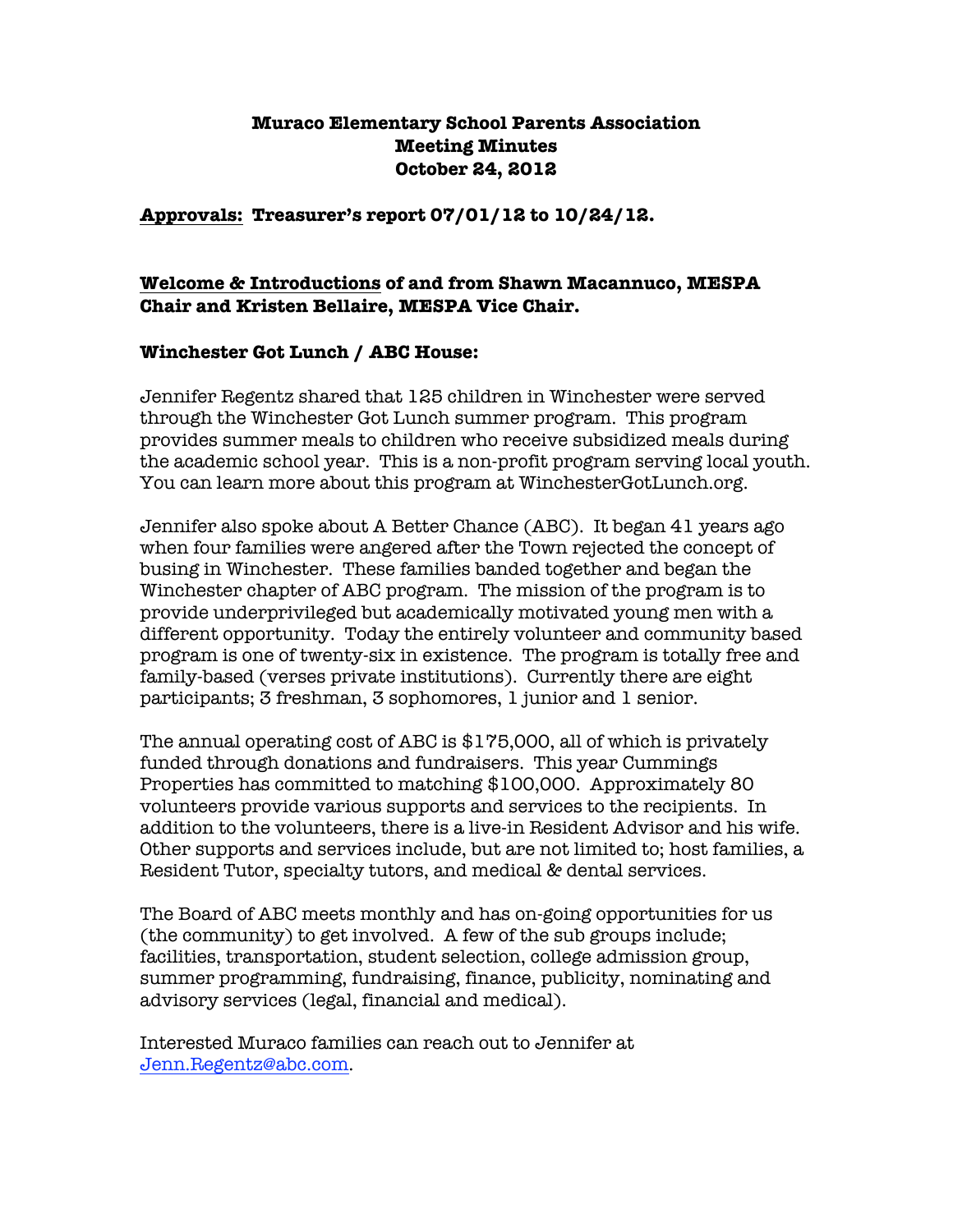**Muraco Elementary School Parents Association**
**Meeting Minutes**
**October 24, 2012**

**<u>Approvals:</u> Treasurer's report 07/01/12 to 10/24/12.**

**<u>Welcome & Introductions</u> of and from Shawn Macannuco, MESPA Chair and Kristen Bellaire, MESPA Vice Chair.**

**Winchester Got Lunch / ABC House:**

Jennifer Regentz shared that 125 children in Winchester were served through the Winchester Got Lunch summer program. This program provides summer meals to children who receive subsidized meals during the academic school year. This is a non-profit program serving local youth. You can learn more about this program at WinchesterGotLunch.org.

Jennifer also spoke about A Better Chance (ABC). It began 41 years ago when four families were angered after the Town rejected the concept of busing in Winchester. These families banded together and began the Winchester chapter of ABC program. The mission of the program is to provide underprivileged but academically motivated young men with a different opportunity. Today the entirely volunteer and community based program is one of twenty-six in existence. The program is totally free and family-based (verses private institutions). Currently there are eight participants; 3 freshman, 3 sophomores, 1 junior and 1 senior.

The annual operating cost of ABC is $175,000, all of which is privately funded through donations and fundraisers. This year Cummings Properties has committed to matching $100,000. Approximately 80 volunteers provide various supports and services to the recipients. In addition to the volunteers, there is a live-in Resident Advisor and his wife. Other supports and services include, but are not limited to; host families, a Resident Tutor, specialty tutors, and medical & dental services.

The Board of ABC meets monthly and has on-going opportunities for us (the community) to get involved. A few of the sub groups include; facilities, transportation, student selection, college admission group, summer programming, fundraising, finance, publicity, nominating and advisory services (legal, financial and medical).

Interested Muraco families can reach out to Jennifer at Jenn.Regentz@abc.com.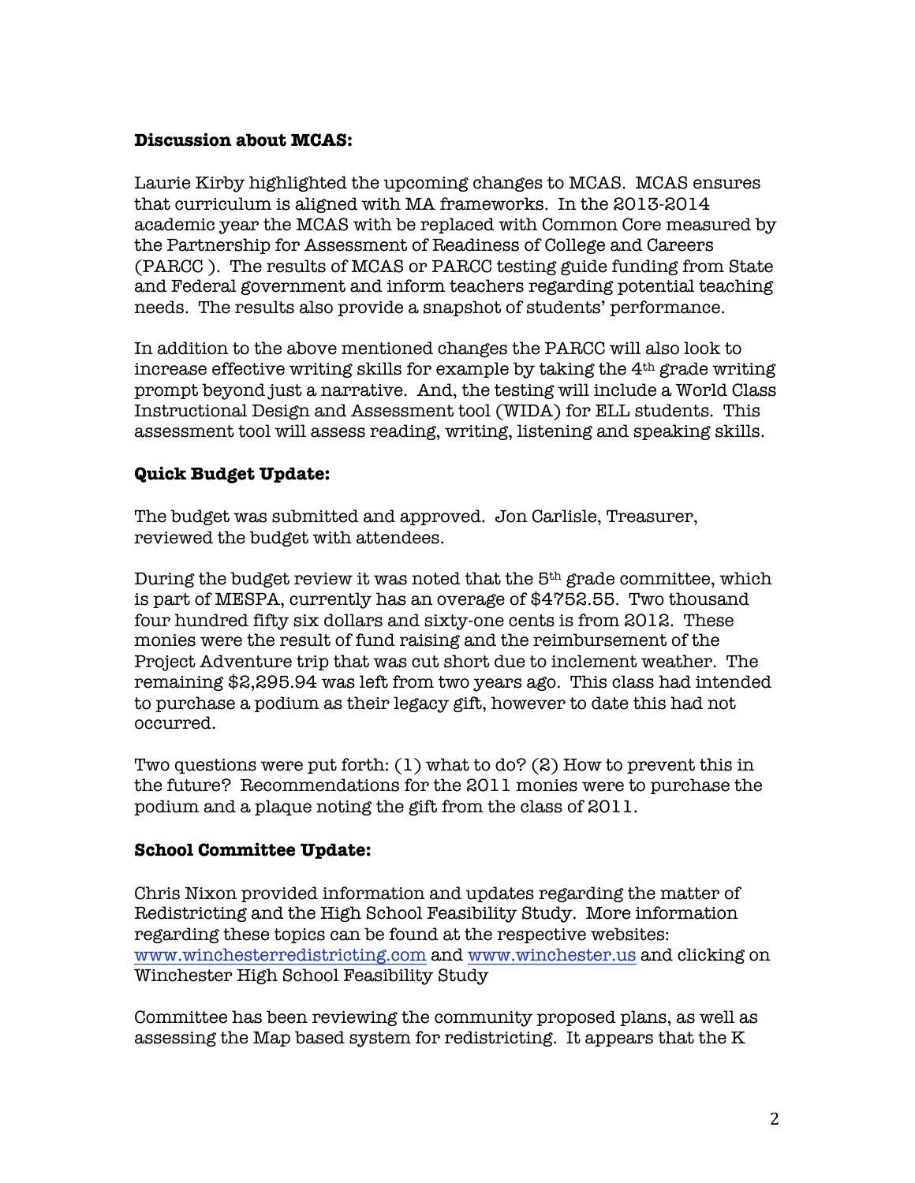**Discussion about MCAS:**

Laurie Kirby highlighted the upcoming changes to MCAS. MCAS ensures that curriculum is aligned with MA frameworks. In the 2013-2014 academic year the MCAS with be replaced with Common Core measured by the Partnership for Assessment of Readiness of College and Careers (PARCC ). The results of MCAS or PARCC testing guide funding from State and Federal government and inform teachers regarding potential teaching needs. The results also provide a snapshot of students' performance.

In addition to the above mentioned changes the PARCC will also look to increase effective writing skills for example by taking the 4th grade writing prompt beyond just a narrative. And, the testing will include a World Class Instructional Design and Assessment tool (WIDA) for ELL students. This assessment tool will assess reading, writing, listening and speaking skills.

**Quick Budget Update:**

The budget was submitted and approved. Jon Carlisle, Treasurer, reviewed the budget with attendees.

During the budget review it was noted that the 5th grade committee, which is part of MESPA, currently has an overage of $4752.55. Two thousand four hundred fifty six dollars and sixty-one cents is from 2012. These monies were the result of fund raising and the reimbursement of the Project Adventure trip that was cut short due to inclement weather. The remaining $2,295.94 was left from two years ago. This class had intended to purchase a podium as their legacy gift, however to date this had not occurred.

Two questions were put forth: (1) what to do? (2) How to prevent this in the future? Recommendations for the 2011 monies were to purchase the podium and a plaque noting the gift from the class of 2011.

**School Committee Update:**

Chris Nixon provided information and updates regarding the matter of Redistricting and the High School Feasibility Study. More information regarding these topics can be found at the respective websites: [www.winchesterredistricting.com](http://www.winchesterredistricting.com) and [www.winchester.us](http://www.winchester.us) and clicking on Winchester High School Feasibility Study

Committee has been reviewing the community proposed plans, as well as assessing the Map based system for redistricting. It appears that the K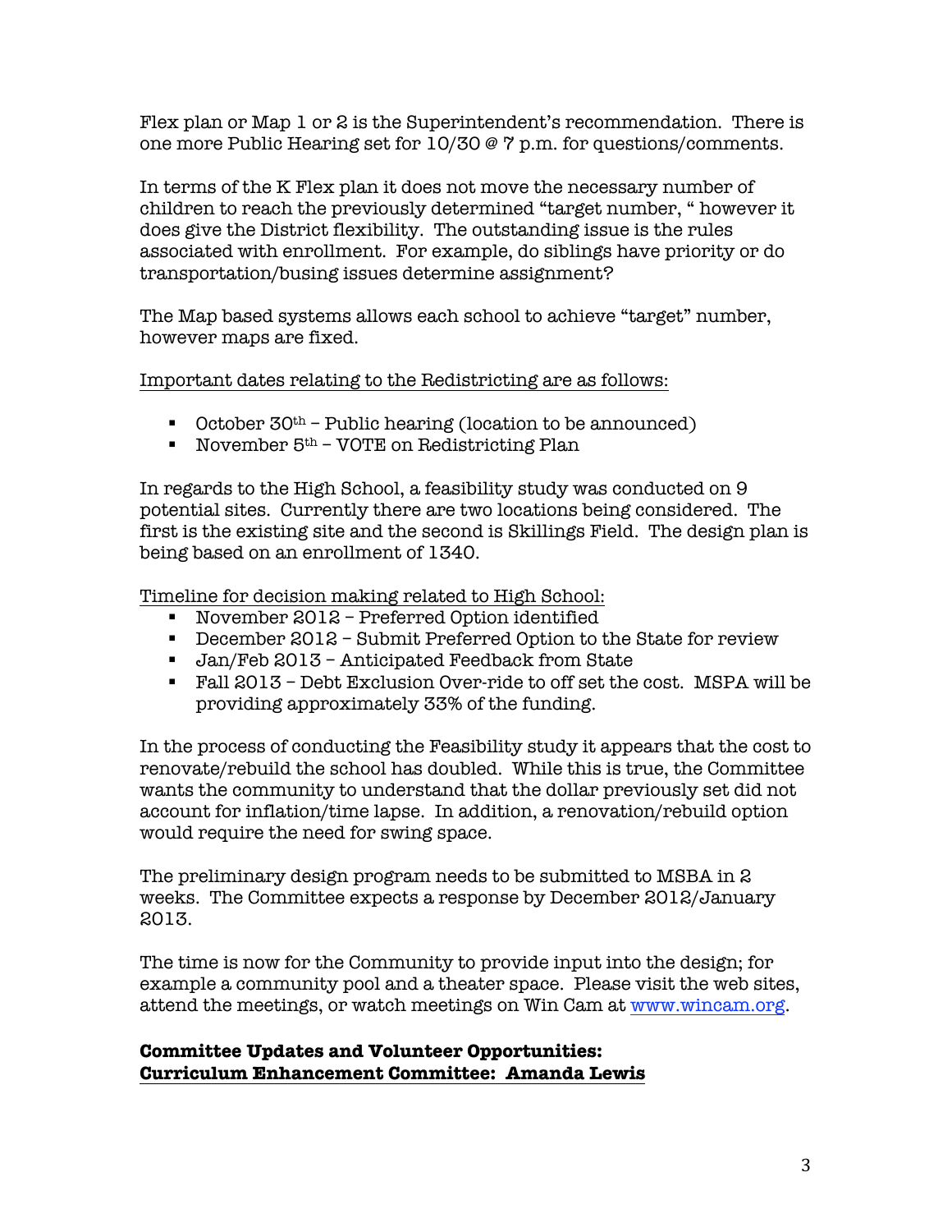Flex plan or Map 1 or 2 is the Superintendent's recommendation. There is one more Public Hearing set for 10/30 @ 7 p.m. for questions/comments.

In terms of the K Flex plan it does not move the necessary number of children to reach the previously determined "target number, " however it does give the District flexibility. The outstanding issue is the rules associated with enrollment. For example, do siblings have priority or do transportation/busing issues determine assignment?

The Map based systems allows each school to achieve "target" number, however maps are fixed.

<u>Important dates relating to the Redistricting are as follows:</u>

- October 30th – Public hearing (location to be announced)
- November 5th – VOTE on Redistricting Plan

In regards to the High School, a feasibility study was conducted on 9 potential sites. Currently there are two locations being considered. The first is the existing site and the second is Skillings Field. The design plan is being based on an enrollment of 1340.

<u>Timeline for decision making related to High School:</u>

- November 2012 – Preferred Option identified
- December 2012 – Submit Preferred Option to the State for review
- Jan/Feb 2013 – Anticipated Feedback from State
- Fall 2013 – Debt Exclusion Over-ride to off set the cost. MSPA will be providing approximately 33% of the funding.

In the process of conducting the Feasibility study it appears that the cost to renovate/rebuild the school has doubled. While this is true, the Committee wants the community to understand that the dollar previously set did not account for inflation/time lapse. In addition, a renovation/rebuild option would require the need for swing space.

The preliminary design program needs to be submitted to MSBA in 2 weeks. The Committee expects a response by December 2012/January 2013.

The time is now for the Community to provide input into the design; for example a community pool and a theater space. Please visit the web sites, attend the meetings, or watch meetings on Win Cam at www.wincam.org.

**<u>Committee Updates and Volunteer Opportunities:</u>**
**<u>Curriculum Enhancement Committee: Amanda Lewis</u>**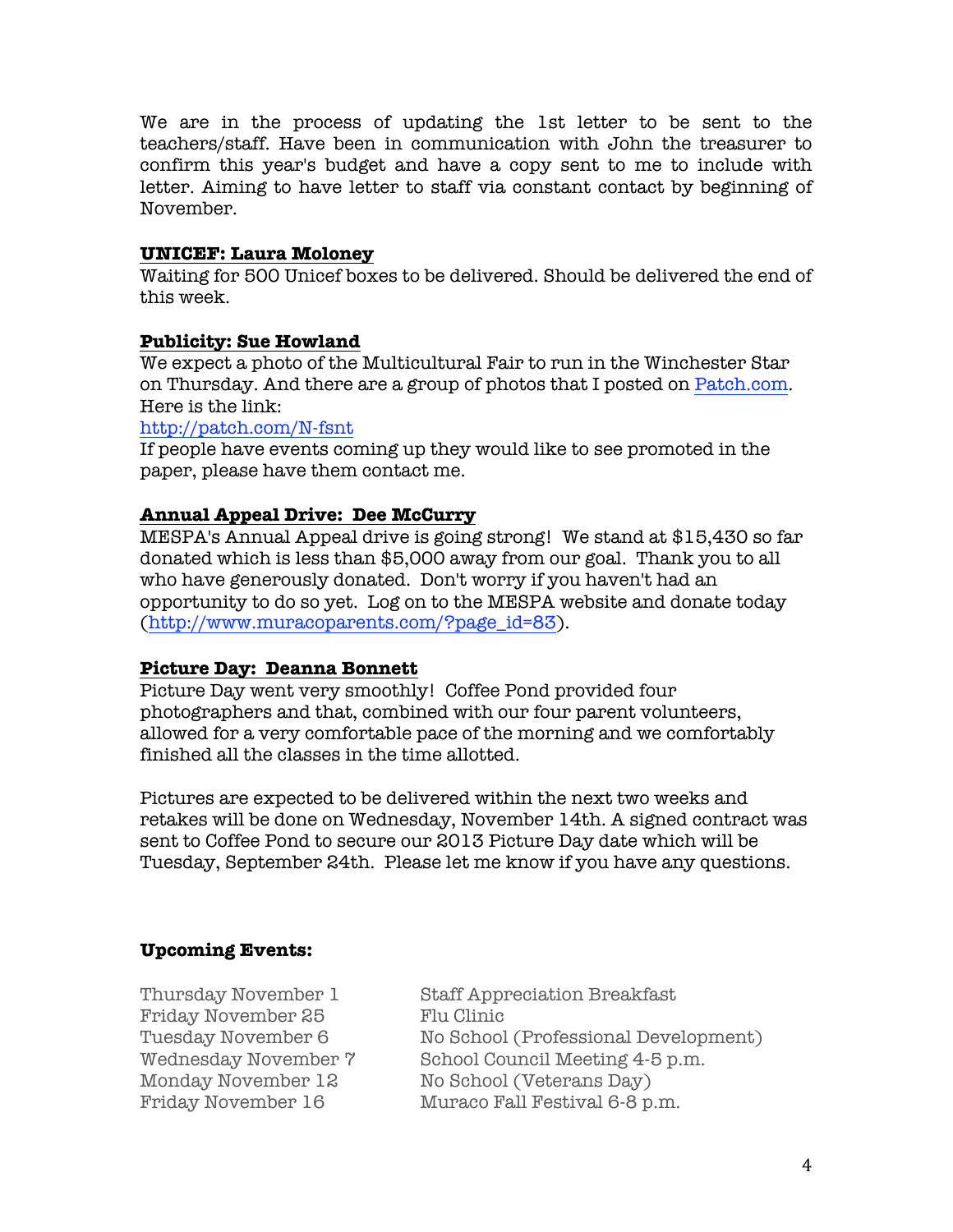We are in the process of updating the 1st letter to be sent to the teachers/staff. Have been in communication with John the treasurer to confirm this year's budget and have a copy sent to me to include with letter. Aiming to have letter to staff via constant contact by beginning of November.

**UNICEF: Laura Moloney**

Waiting for 500 Unicef boxes to be delivered. Should be delivered the end of this week.

**Publicity: Sue Howland**

We expect a photo of the Multicultural Fair to run in the Winchester Star on Thursday. And there are a group of photos that I posted on Patch.com. Here is the link:

http://patch.com/N-fsnt

If people have events coming up they would like to see promoted in the paper, please have them contact me.

**Annual Appeal Drive: Dee McCurry**

MESPA's Annual Appeal drive is going strong! We stand at $15,430 so far donated which is less than $5,000 away from our goal. Thank you to all who have generously donated. Don't worry if you haven't had an opportunity to do so yet. Log on to the MESPA website and donate today (http://www.muracoparents.com/?page_id=83).

**Picture Day: Deanna Bonnett**

Picture Day went very smoothly! Coffee Pond provided four photographers and that, combined with our four parent volunteers, allowed for a very comfortable pace of the morning and we comfortably finished all the classes in the time allotted.

Pictures are expected to be delivered within the next two weeks and retakes will be done on Wednesday, November 14th. A signed contract was sent to Coffee Pond to secure our 2013 Picture Day date which will be Tuesday, September 24th. Please let me know if you have any questions.

**Upcoming Events:**

| | |
|---|---|
| Thursday November 1 | Staff Appreciation Breakfast |
| Friday November 25 | Flu Clinic |
| Tuesday November 6 | No School (Professional Development) |
| Wednesday November 7 | School Council Meeting 4-5 p.m. |
| Monday November 12 | No School (Veterans Day) |
| Friday November 16 | Muraco Fall Festival 6-8 p.m. |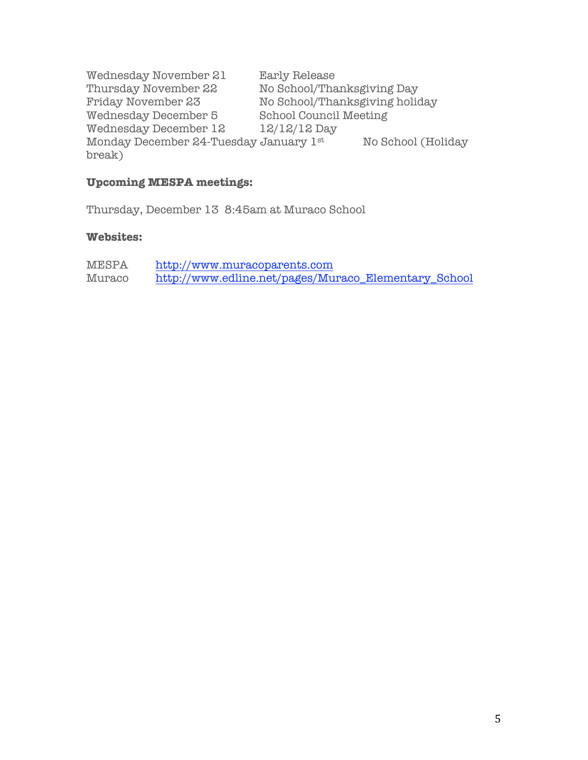| | |
|---|---|
| Wednesday November 21 | Early Release |
| Thursday November 22 | No School/Thanksgiving Day |
| Friday November 23 | No School/Thanksgiving holiday |
| Wednesday December 5 | School Council Meeting |
| Wednesday December 12 | 12/12/12 Day |
| Monday December 24-Tuesday January 1st | No School (Holiday break) |

**Upcoming MESPA meetings:**

Thursday, December 13 8:45am at Muraco School

**Websites:**

| | |
|---|---|
| MESPA | http://www.muracoparents.com |
| Muraco | http://www.edline.net/pages/Muraco_Elementary_School |